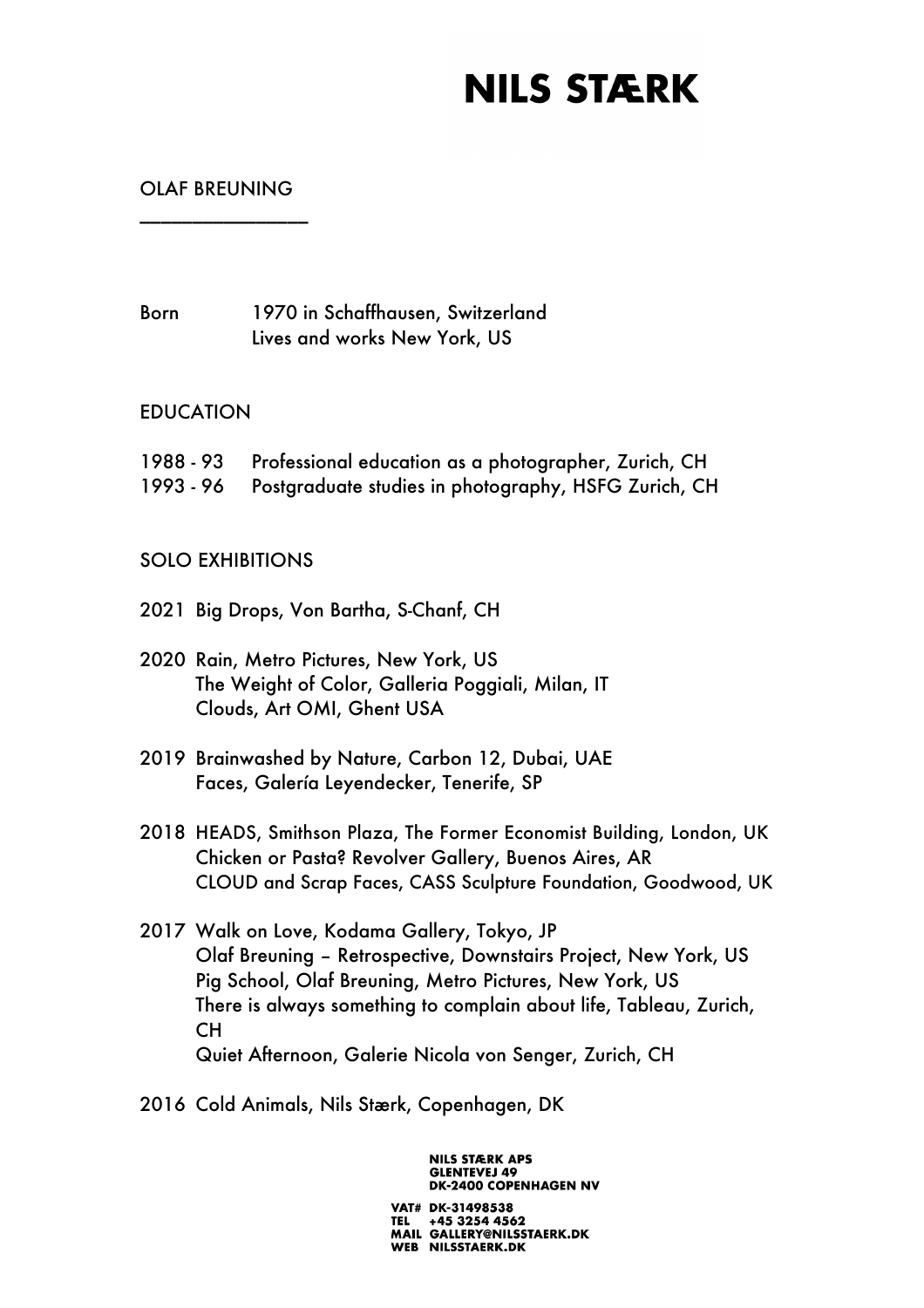# NILS STÆRK

## OLAF BREUNING

Born 1970 in Schaffhausen, Switzerland
Lives and works New York, US

## EDUCATION

1988 - 93 Professional education as a photographer, Zurich, CH
1993 - 96 Postgraduate studies in photography, HSFG Zurich, CH

## SOLO EXHIBITIONS

2021 Big Drops, Von Bartha, S-Chanf, CH

2020 Rain, Metro Pictures, New York, US
The Weight of Color, Galleria Poggiali, Milan, IT
Clouds, Art OMI, Ghent USA

2019 Brainwashed by Nature, Carbon 12, Dubai, UAE
Faces, Galería Leyendecker, Tenerife, SP

2018 HEADS, Smithson Plaza, The Former Economist Building, London, UK
Chicken or Pasta? Revolver Gallery, Buenos Aires, AR
CLOUD and Scrap Faces, CASS Sculpture Foundation, Goodwood, UK

2017 Walk on Love, Kodama Gallery, Tokyo, JP
Olaf Breuning – Retrospective, Downstairs Project, New York, US
Pig School, Olaf Breuning, Metro Pictures, New York, US
There is always something to complain about life, Tableau, Zurich, CH
Quiet Afternoon, Galerie Nicola von Senger, Zurich, CH

2016 Cold Animals, Nils Stærk, Copenhagen, DK

NILS STÆRK APS
GLENTEVEJ 49
DK-2400 COPENHAGEN NV

VAT# DK-31498538
TEL +45 3254 4562
MAIL GALLERY@NILSSTAERK.DK
WEB NILSSTAERK.DK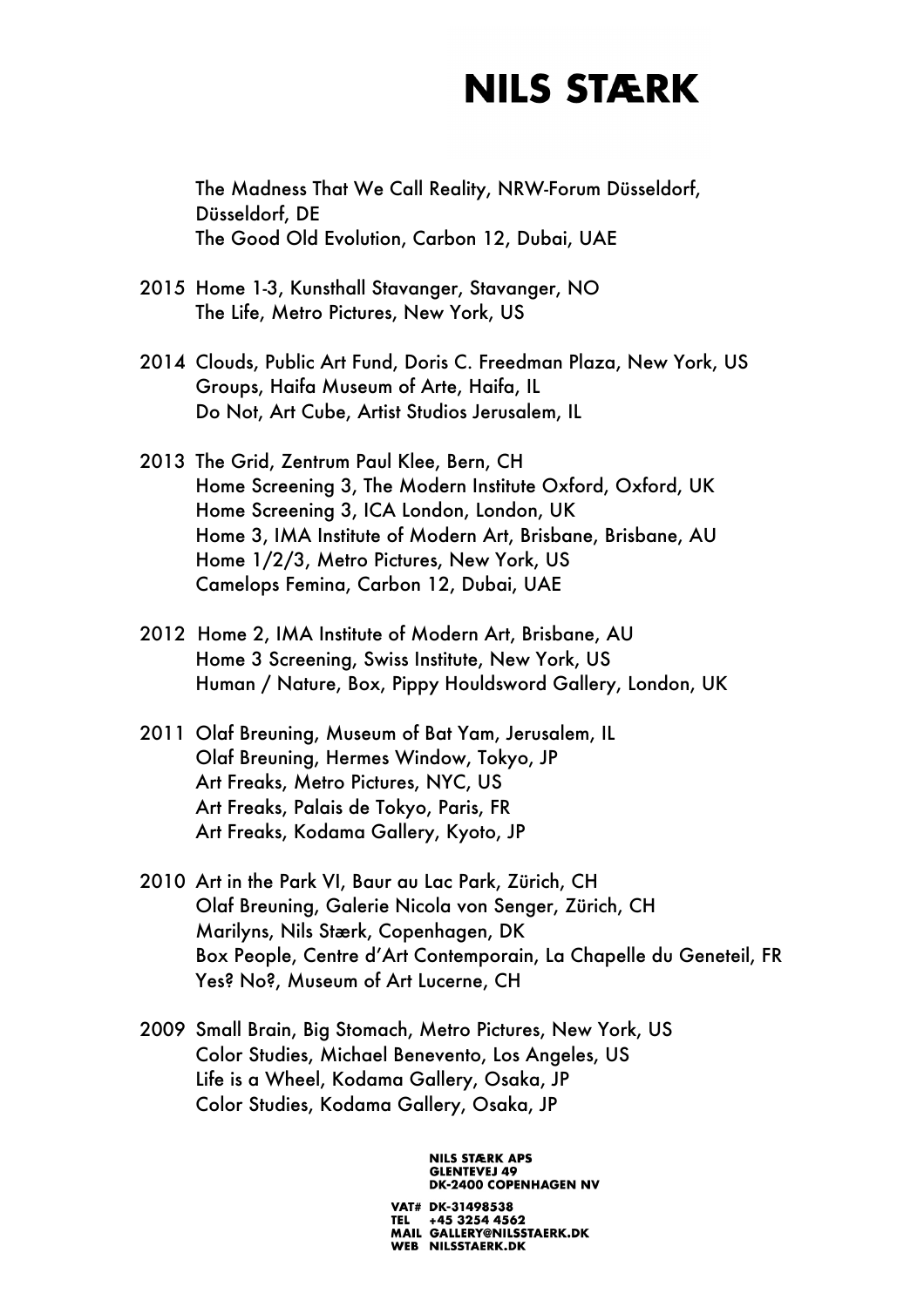The Madness That We Call Reality, NRW-Forum Düsseldorf, Düsseldorf, DE
The Good Old Evolution, Carbon 12, Dubai, UAE

2015 Home 1-3, Kunsthall Stavanger, Stavanger, NO
The Life, Metro Pictures, New York, US

2014 Clouds, Public Art Fund, Doris C. Freedman Plaza, New York, US
Groups, Haifa Museum of Arte, Haifa, IL
Do Not, Art Cube, Artist Studios Jerusalem, IL

2013 The Grid, Zentrum Paul Klee, Bern, CH
Home Screening 3, The Modern Institute Oxford, Oxford, UK
Home Screening 3, ICA London, London, UK
Home 3, IMA Institute of Modern Art, Brisbane, Brisbane, AU
Home 1/2/3, Metro Pictures, New York, US
Camelops Femina, Carbon 12, Dubai, UAE

2012 Home 2, IMA Institute of Modern Art, Brisbane, AU
Home 3 Screening, Swiss Institute, New York, US
Human / Nature, Box, Pippy Houldsword Gallery, London, UK

2011 Olaf Breuning, Museum of Bat Yam, Jerusalem, IL
Olaf Breuning, Hermes Window, Tokyo, JP
Art Freaks, Metro Pictures, NYC, US
Art Freaks, Palais de Tokyo, Paris, FR
Art Freaks, Kodama Gallery, Kyoto, JP

2010 Art in the Park VI, Baur au Lac Park, Zürich, CH
Olaf Breuning, Galerie Nicola von Senger, Zürich, CH
Marilyns, Nils Stærk, Copenhagen, DK
Box People, Centre d'Art Contemporain, La Chapelle du Geneteil, FR
Yes? No?, Museum of Art Lucerne, CH

2009 Small Brain, Big Stomach, Metro Pictures, New York, US
Color Studies, Michael Benevento, Los Angeles, US
Life is a Wheel, Kodama Gallery, Osaka, JP
Color Studies, Kodama Gallery, Osaka, JP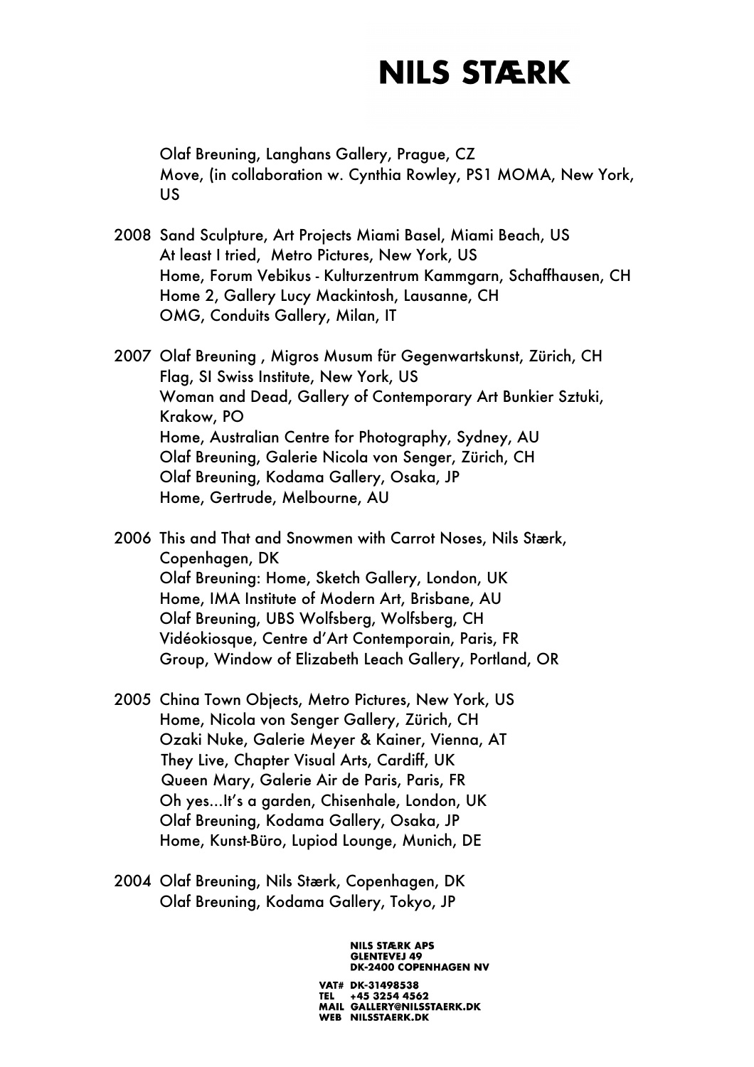Olaf Breuning, Langhans Gallery, Prague, CZ
Move, (in collaboration w. Cynthia Rowley, PS1 MOMA, New York, US

2008 Sand Sculpture, Art Projects Miami Basel, Miami Beach, US
At least I tried, Metro Pictures, New York, US
Home, Forum Vebikus - Kulturzentrum Kammgarn, Schaffhausen, CH
Home 2, Gallery Lucy Mackintosh, Lausanne, CH
OMG, Conduits Gallery, Milan, IT

2007 Olaf Breuning , Migros Musum für Gegenwartskunst, Zürich, CH
Flag, SI Swiss Institute, New York, US
Woman and Dead, Gallery of Contemporary Art Bunkier Sztuki, Krakow, PO
Home, Australian Centre for Photography, Sydney, AU
Olaf Breuning, Galerie Nicola von Senger, Zürich, CH
Olaf Breuning, Kodama Gallery, Osaka, JP
Home, Gertrude, Melbourne, AU

2006 This and That and Snowmen with Carrot Noses, Nils Stærk, Copenhagen, DK
Olaf Breuning: Home, Sketch Gallery, London, UK
Home, IMA Institute of Modern Art, Brisbane, AU
Olaf Breuning, UBS Wolfsberg, Wolfsberg, CH
Vidéokiosque, Centre d'Art Contemporain, Paris, FR
Group, Window of Elizabeth Leach Gallery, Portland, OR

2005 China Town Objects, Metro Pictures, New York, US
Home, Nicola von Senger Gallery, Zürich, CH
Ozaki Nuke, Galerie Meyer & Kainer, Vienna, AT
They Live, Chapter Visual Arts, Cardiff, UK
Queen Mary, Galerie Air de Paris, Paris, FR
Oh yes...It's a garden, Chisenhale, London, UK
Olaf Breuning, Kodama Gallery, Osaka, JP
Home, Kunst-Büro, Lupiod Lounge, Munich, DE

2004 Olaf Breuning, Nils Stærk, Copenhagen, DK
Olaf Breuning, Kodama Gallery, Tokyo, JP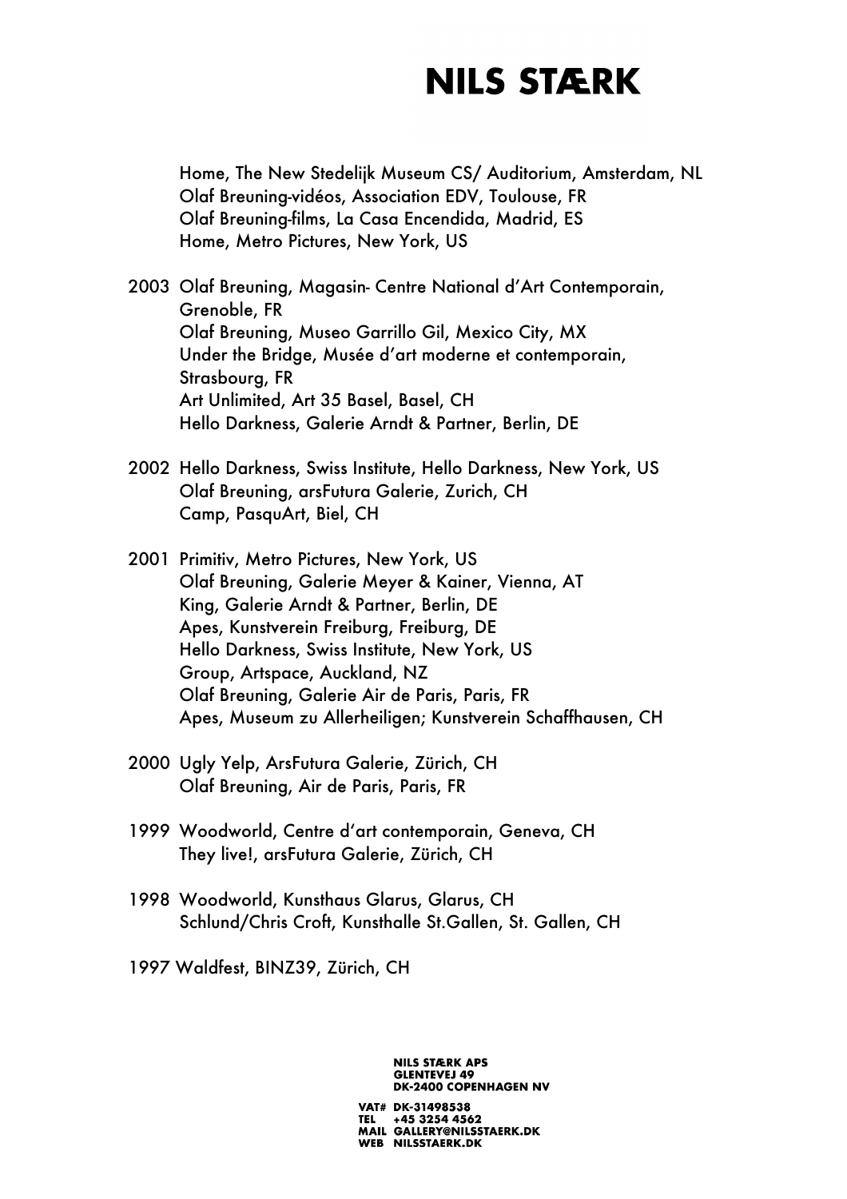Home, The New Stedelijk Museum CS/ Auditorium, Amsterdam, NL
Olaf Breuning-vidéos, Association EDV, Toulouse, FR
Olaf Breuning-films, La Casa Encendida, Madrid, ES
Home, Metro Pictures, New York, US

2003 Olaf Breuning, Magasin- Centre National d'Art Contemporain, Grenoble, FR
Olaf Breuning, Museo Garrillo Gil, Mexico City, MX
Under the Bridge, Musée d'art moderne et contemporain, Strasbourg, FR
Art Unlimited, Art 35 Basel, Basel, CH
Hello Darkness, Galerie Arndt & Partner, Berlin, DE

2002 Hello Darkness, Swiss Institute, Hello Darkness, New York, US
Olaf Breuning, arsFutura Galerie, Zurich, CH
Camp, PasquArt, Biel, CH

2001 Primitiv, Metro Pictures, New York, US
Olaf Breuning, Galerie Meyer & Kainer, Vienna, AT
King, Galerie Arndt & Partner, Berlin, DE
Apes, Kunstverein Freiburg, Freiburg, DE
Hello Darkness, Swiss Institute, New York, US
Group, Artspace, Auckland, NZ
Olaf Breuning, Galerie Air de Paris, Paris, FR
Apes, Museum zu Allerheiligen; Kunstverein Schaffhausen, CH

2000 Ugly Yelp, ArsFutura Galerie, Zürich, CH
Olaf Breuning, Air de Paris, Paris, FR

1999 Woodworld, Centre d'art contemporain, Geneva, CH
They live!, arsFutura Galerie, Zürich, CH

1998 Woodworld, Kunsthaus Glarus, Glarus, CH
Schlund/Chris Croft, Kunsthalle St.Gallen, St. Gallen, CH

1997 Waldfest, BINZ39, Zürich, CH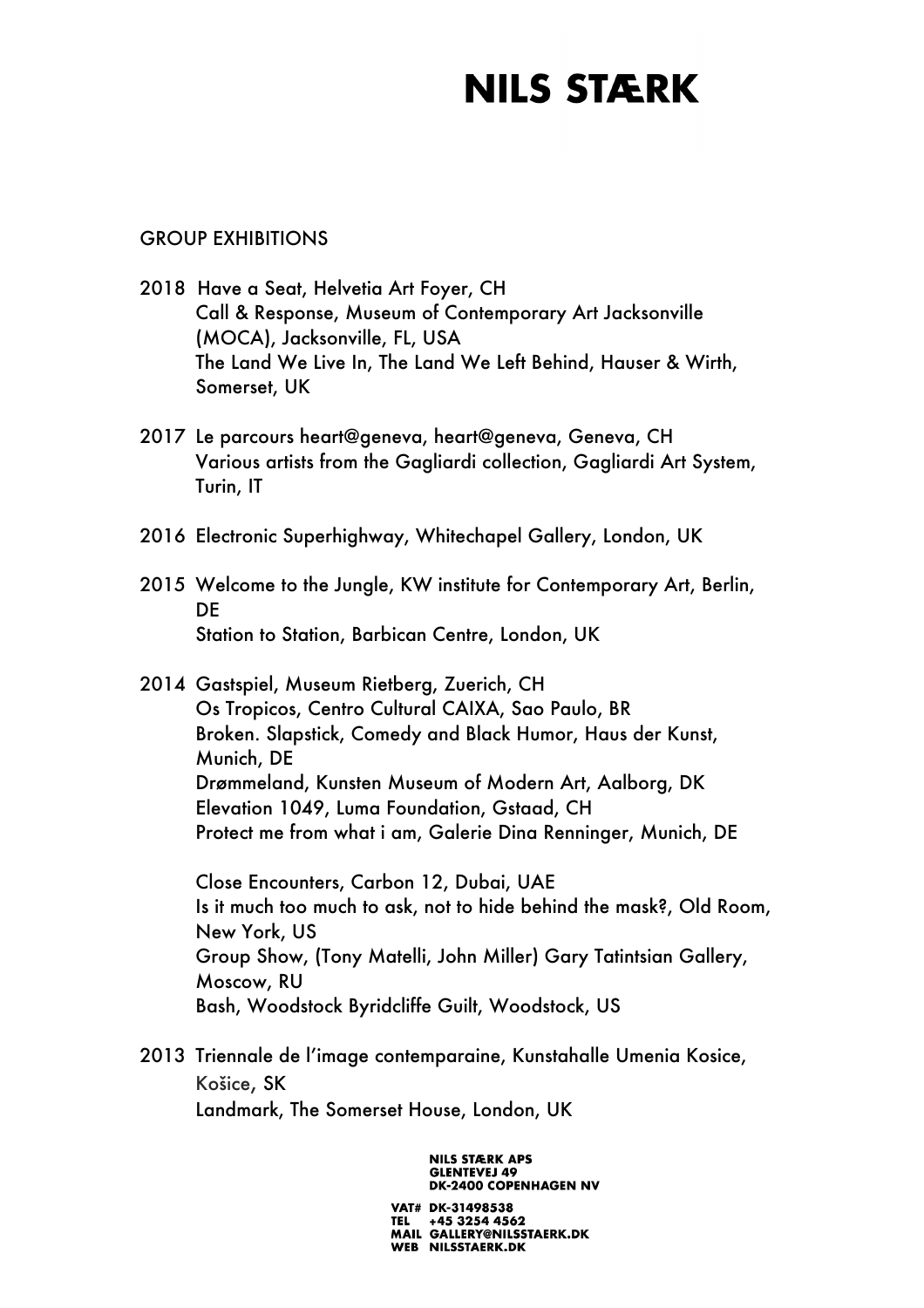## GROUP EXHIBITIONS

2018 Have a Seat, Helvetia Art Foyer, CH
Call & Response, Museum of Contemporary Art Jacksonville (MOCA), Jacksonville, FL, USA
The Land We Live In, The Land We Left Behind, Hauser & Wirth, Somerset, UK

2017 Le parcours heart@geneva, heart@geneva, Geneva, CH
Various artists from the Gagliardi collection, Gagliardi Art System, Turin, IT

2016 Electronic Superhighway, Whitechapel Gallery, London, UK

2015 Welcome to the Jungle, KW institute for Contemporary Art, Berlin, DE
Station to Station, Barbican Centre, London, UK

2014 Gastspiel, Museum Rietberg, Zuerich, CH
Os Tropicos, Centro Cultural CAIXA, Sao Paulo, BR
Broken. Slapstick, Comedy and Black Humor, Haus der Kunst, Munich, DE
Drømmeland, Kunsten Museum of Modern Art, Aalborg, DK
Elevation 1049, Luma Foundation, Gstaad, CH
Protect me from what i am, Galerie Dina Renninger, Munich, DE

Close Encounters, Carbon 12, Dubai, UAE
Is it much too much to ask, not to hide behind the mask?, Old Room, New York, US
Group Show, (Tony Matelli, John Miller) Gary Tatintsian Gallery, Moscow, RU
Bash, Woodstock Byridcliffe Guilt, Woodstock, US

2013 Triennale de l'image contemparaine, Kunstahalle Umenia Kosice, Košice, SK
Landmark, The Somerset House, London, UK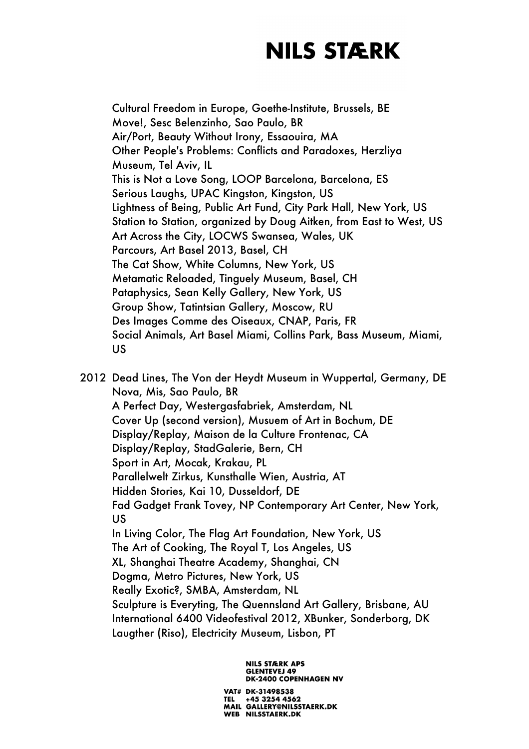Cultural Freedom in Europe, Goethe-Institute, Brussels, BE
Move!, Sesc Belenzinho, Sao Paulo, BR
Air/Port, Beauty Without Irony, Essaouira, MA
Other People's Problems: Conflicts and Paradoxes, Herzliya Museum, Tel Aviv, IL
This is Not a Love Song, LOOP Barcelona, Barcelona, ES
Serious Laughs, UPAC Kingston, Kingston, US
Lightness of Being, Public Art Fund, City Park Hall, New York, US
Station to Station, organized by Doug Aitken, from East to West, US
Art Across the City, LOCWS Swansea, Wales, UK
Parcours, Art Basel 2013, Basel, CH
The Cat Show, White Columns, New York, US
Metamatic Reloaded, Tinguely Museum, Basel, CH
Pataphysics, Sean Kelly Gallery, New York, US
Group Show, Tatintsian Gallery, Moscow, RU
Des Images Comme des Oiseaux, CNAP, Paris, FR
Social Animals, Art Basel Miami, Collins Park, Bass Museum, Miami, US

2012 Dead Lines, The Von der Heydt Museum in Wuppertal, Germany, DE
Nova, Mis, Sao Paulo, BR
A Perfect Day, Westergasfabriek, Amsterdam, NL
Cover Up (second version), Musuem of Art in Bochum, DE
Display/Replay, Maison de la Culture Frontenac, CA
Display/Replay, StadGalerie, Bern, CH
Sport in Art, Mocak, Krakau, PL
Parallelwelt Zirkus, Kunsthalle Wien, Austria, AT
Hidden Stories, Kai 10, Dusseldorf, DE
Fad Gadget Frank Tovey, NP Contemporary Art Center, New York, US
In Living Color, The Flag Art Foundation, New York, US
The Art of Cooking, The Royal T, Los Angeles, US
XL, Shanghai Theatre Academy, Shanghai, CN
Dogma, Metro Pictures, New York, US
Really Exotic?, SMBA, Amsterdam, NL
Sculpture is Everyting, The Quennsland Art Gallery, Brisbane, AU
International 6400 Videofestival 2012, XBunker, Sonderborg, DK
Laugther (Riso), Electricity Museum, Lisbon, PT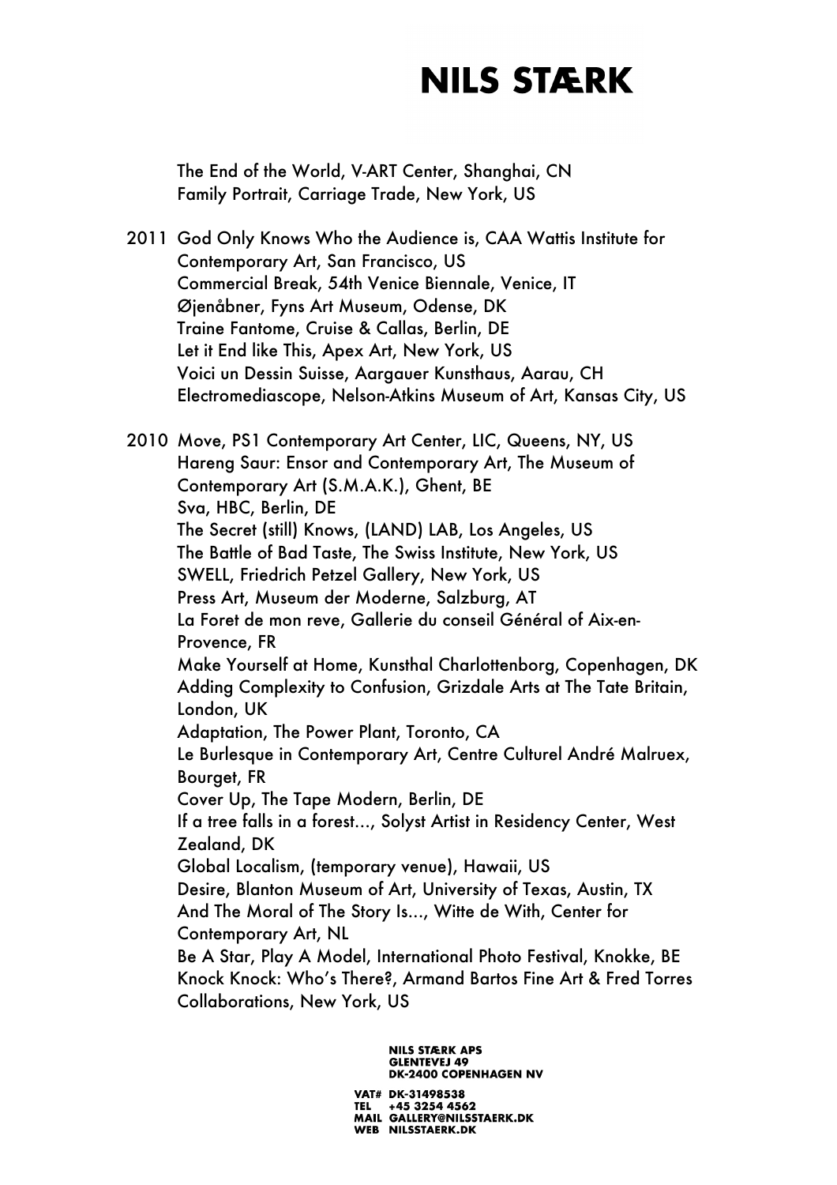The End of the World, V-ART Center, Shanghai, CN
Family Portrait, Carriage Trade, New York, US

2011 God Only Knows Who the Audience is, CAA Wattis Institute for Contemporary Art, San Francisco, US
Commercial Break, 54th Venice Biennale, Venice, IT
Øjenåbner, Fyns Art Museum, Odense, DK
Traine Fantome, Cruise & Callas, Berlin, DE
Let it End like This, Apex Art, New York, US
Voici un Dessin Suisse, Aargauer Kunsthaus, Aarau, CH
Electromediascope, Nelson-Atkins Museum of Art, Kansas City, US

2010 Move, PS1 Contemporary Art Center, LIC, Queens, NY, US
Hareng Saur: Ensor and Contemporary Art, The Museum of Contemporary Art (S.M.A.K.), Ghent, BE
Sva, HBC, Berlin, DE
The Secret (still) Knows, (LAND) LAB, Los Angeles, US
The Battle of Bad Taste, The Swiss Institute, New York, US
SWELL, Friedrich Petzel Gallery, New York, US
Press Art, Museum der Moderne, Salzburg, AT
La Foret de mon reve, Gallerie du conseil Général of Aix-en-Provence, FR
Make Yourself at Home, Kunsthal Charlottenborg, Copenhagen, DK
Adding Complexity to Confusion, Grizdale Arts at The Tate Britain, London, UK
Adaptation, The Power Plant, Toronto, CA
Le Burlesque in Contemporary Art, Centre Culturel André Malruex, Bourget, FR
Cover Up, The Tape Modern, Berlin, DE
If a tree falls in a forest..., Solyst Artist in Residency Center, West Zealand, DK
Global Localism, (temporary venue), Hawaii, US
Desire, Blanton Museum of Art, University of Texas, Austin, TX
And The Moral of The Story Is..., Witte de With, Center for Contemporary Art, NL
Be A Star, Play A Model, International Photo Festival, Knokke, BE
Knock Knock: Who's There?, Armand Bartos Fine Art & Fred Torres Collaborations, New York, US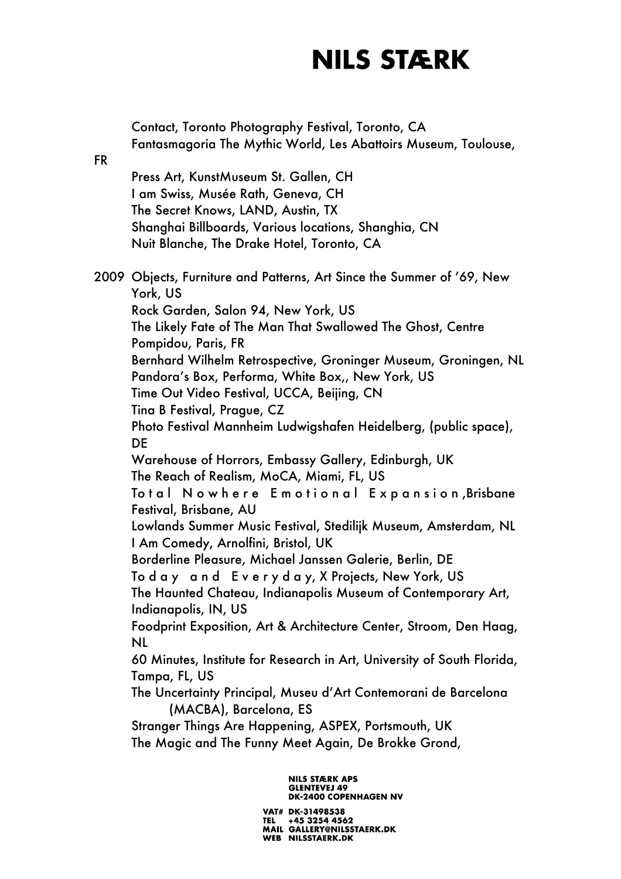Contact, Toronto Photography Festival, Toronto, CA
Fantasmagoria The Mythic World, Les Abattoirs Museum, Toulouse, FR
Press Art, KunstMuseum St. Gallen, CH
I am Swiss, Musée Rath, Geneva, CH
The Secret Knows, LAND, Austin, TX
Shanghai Billboards, Various locations, Shanghia, CN
Nuit Blanche, The Drake Hotel, Toronto, CA

2009 Objects, Furniture and Patterns, Art Since the Summer of '69, New York, US
Rock Garden, Salon 94, New York, US
The Likely Fate of The Man That Swallowed The Ghost, Centre Pompidou, Paris, FR
Bernhard Wilhelm Retrospective, Groninger Museum, Groningen, NL
Pandora's Box, Performa, White Box,, New York, US
Time Out Video Festival, UCCA, Beijing, CN
Tina B Festival, Prague, CZ
Photo Festival Mannheim Ludwigshafen Heidelberg, (public space), DE
Warehouse of Horrors, Embassy Gallery, Edinburgh, UK
The Reach of Realism, MoCA, Miami, FL, US
T o t a l N o w h e r e E m o t i o n a l E x p a n s i o n ,Brisbane Festival, Brisbane, AU
Lowlands Summer Music Festival, Stedilijk Museum, Amsterdam, NL
I Am Comedy, Arnolfini, Bristol, UK
Borderline Pleasure, Michael Janssen Galerie, Berlin, DE
T o d a y a n d E v e r y d a y, X Projects, New York, US
The Haunted Chateau, Indianapolis Museum of Contemporary Art, Indianapolis, IN, US
Foodprint Exposition, Art & Architecture Center, Stroom, Den Haag, NL
60 Minutes, Institute for Research in Art, University of South Florida, Tampa, FL, US
The Uncertainty Principal, Museu d'Art Contemorani de Barcelona (MACBA), Barcelona, ES
Stranger Things Are Happening, ASPEX, Portsmouth, UK
The Magic and The Funny Meet Again, De Brokke Grond,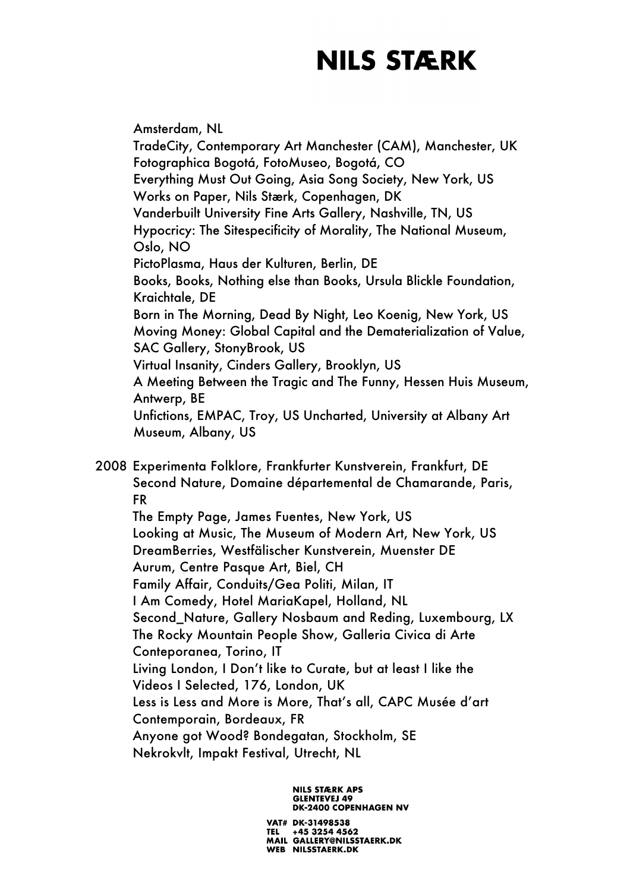Amsterdam, NL
TradeCity, Contemporary Art Manchester (CAM), Manchester, UK
Fotographica Bogotá, FotoMuseo, Bogotá, CO
Everything Must Out Going, Asia Song Society, New York, US
Works on Paper, Nils Stærk, Copenhagen, DK
Vanderbuilt University Fine Arts Gallery, Nashville, TN, US
Hypocricy: The Sitespecificity of Morality, The National Museum, Oslo, NO
PictoPlasma, Haus der Kulturen, Berlin, DE
Books, Books, Nothing else than Books, Ursula Blickle Foundation, Kraichtale, DE
Born in The Morning, Dead By Night, Leo Koenig, New York, US
Moving Money: Global Capital and the Dematerialization of Value, SAC Gallery, StonyBrook, US
Virtual Insanity, Cinders Gallery, Brooklyn, US
A Meeting Between the Tragic and The Funny, Hessen Huis Museum, Antwerp, BE
Unfictions, EMPAC, Troy, US Uncharted, University at Albany Art Museum, Albany, US

2008 Experimenta Folklore, Frankfurter Kunstverein, Frankfurt, DE
Second Nature, Domaine départemental de Chamarande, Paris, FR
The Empty Page, James Fuentes, New York, US
Looking at Music, The Museum of Modern Art, New York, US
DreamBerries, Westfälischer Kunstverein, Muenster DE
Aurum, Centre Pasque Art, Biel, CH
Family Affair, Conduits/Gea Politi, Milan, IT
I Am Comedy, Hotel MariaKapel, Holland, NL
Second_Nature, Gallery Nosbaum and Reding, Luxembourg, LX
The Rocky Mountain People Show, Galleria Civica di Arte Conteporanea, Torino, IT
Living London, I Don't like to Curate, but at least I like the Videos I Selected, 176, London, UK
Less is Less and More is More, That's all, CAPC Musée d'art Contemporain, Bordeaux, FR
Anyone got Wood? Bondegatan, Stockholm, SE
Nekrokvlt, Impakt Festival, Utrecht, NL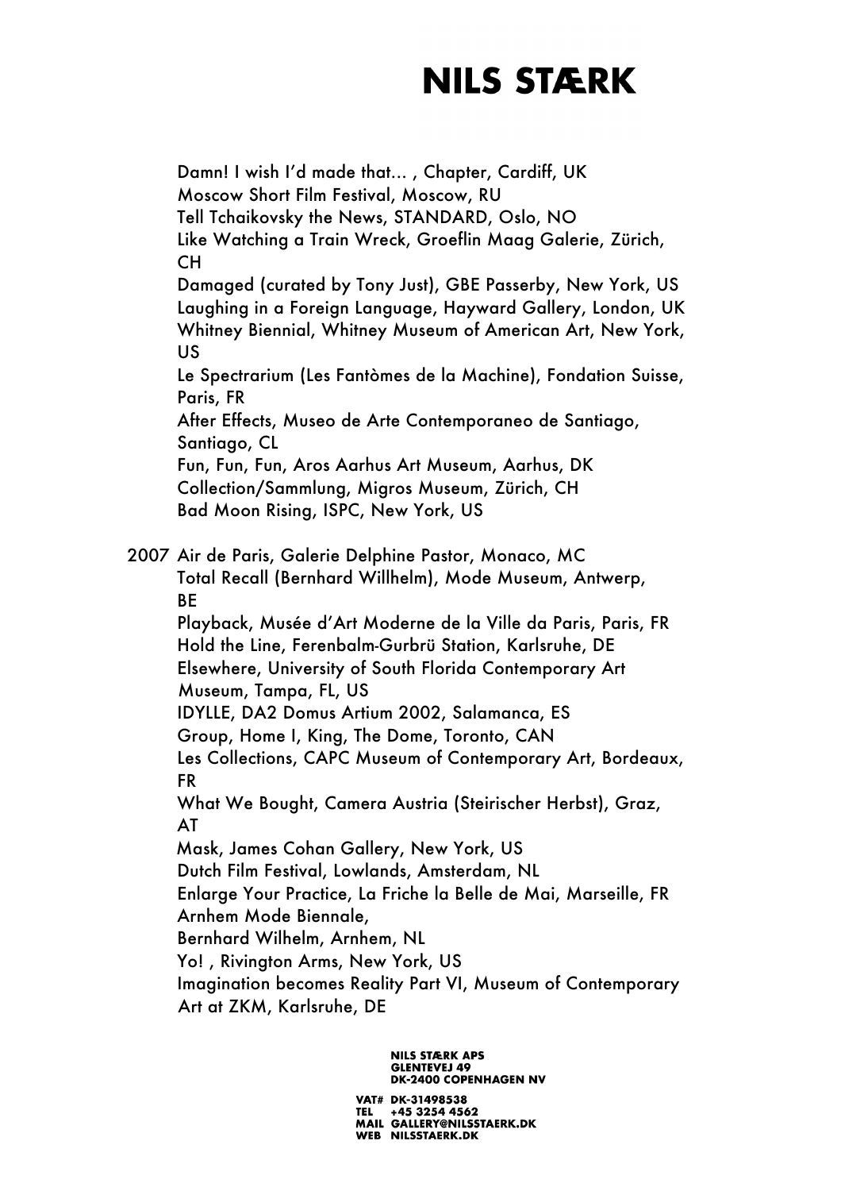Damn! I wish I'd made that... , Chapter, Cardiff, UK
Moscow Short Film Festival, Moscow, RU
Tell Tchaikovsky the News, STANDARD, Oslo, NO
Like Watching a Train Wreck, Groeflin Maag Galerie, Zürich, CH
Damaged (curated by Tony Just), GBE Passerby, New York, US
Laughing in a Foreign Language, Hayward Gallery, London, UK
Whitney Biennial, Whitney Museum of American Art, New York, US
Le Spectrarium (Les Fantòmes de la Machine), Fondation Suisse, Paris, FR
After Effects, Museo de Arte Contemporaneo de Santiago, Santiago, CL
Fun, Fun, Fun, Aros Aarhus Art Museum, Aarhus, DK
Collection/Sammlung, Migros Museum, Zürich, CH
Bad Moon Rising, ISPC, New York, US

2007 Air de Paris, Galerie Delphine Pastor, Monaco, MC
Total Recall (Bernhard Willhelm), Mode Museum, Antwerp, BE
Playback, Musée d'Art Moderne de la Ville da Paris, Paris, FR
Hold the Line, Ferenbalm-Gurbrü Station, Karlsruhe, DE
Elsewhere, University of South Florida Contemporary Art Museum, Tampa, FL, US
IDYLLE, DA2 Domus Artium 2002, Salamanca, ES
Group, Home I, King, The Dome, Toronto, CAN
Les Collections, CAPC Museum of Contemporary Art, Bordeaux, FR
What We Bought, Camera Austria (Steirischer Herbst), Graz, AT
Mask, James Cohan Gallery, New York, US
Dutch Film Festival, Lowlands, Amsterdam, NL
Enlarge Your Practice, La Friche la Belle de Mai, Marseille, FR
Arnhem Mode Biennale,
Bernhard Wilhelm, Arnhem, NL
Yo! , Rivington Arms, New York, US
Imagination becomes Reality Part VI, Museum of Contemporary Art at ZKM, Karlsruhe, DE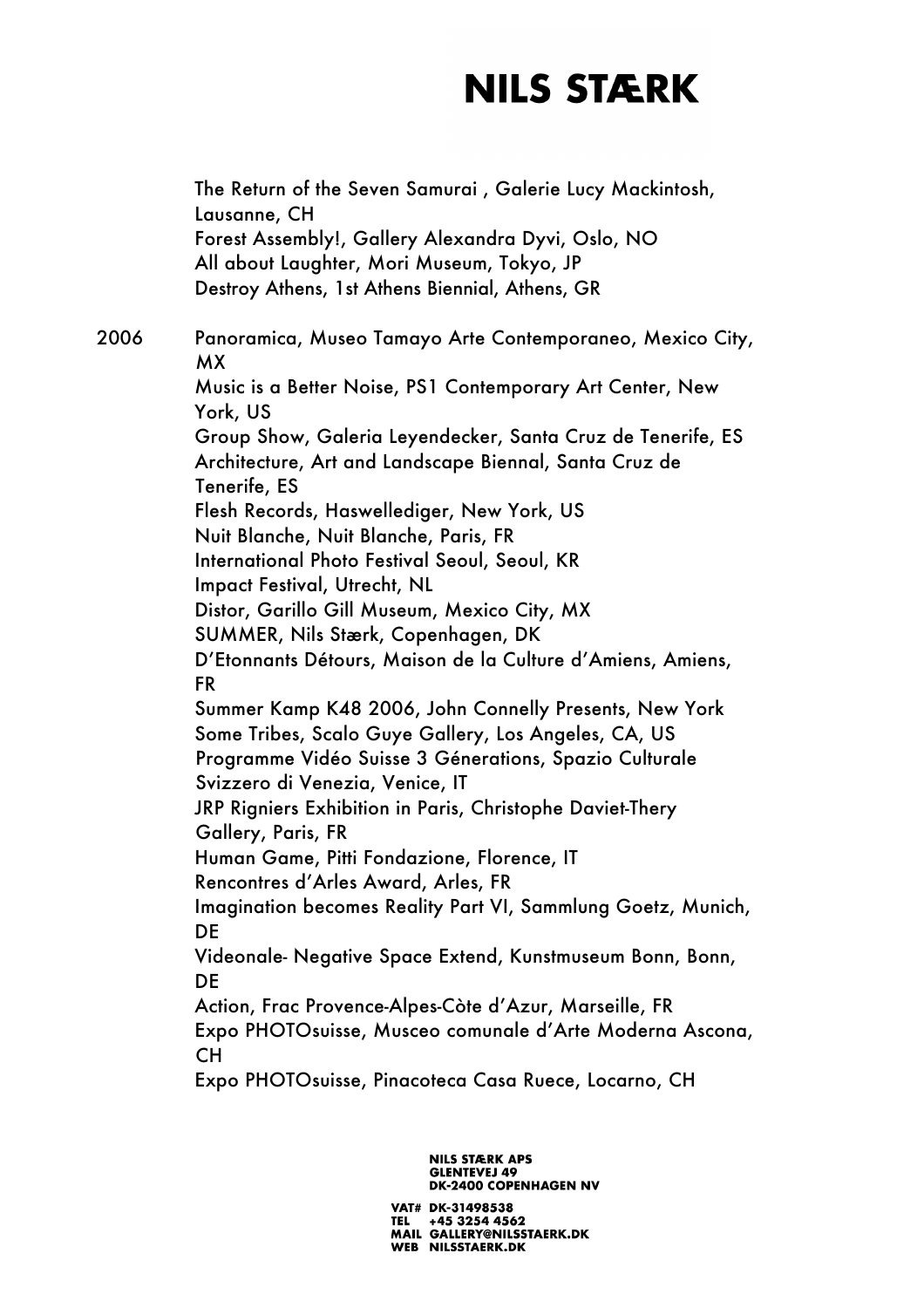The Return of the Seven Samurai , Galerie Lucy Mackintosh, Lausanne, CH
Forest Assembly!, Gallery Alexandra Dyvi, Oslo, NO
All about Laughter, Mori Museum, Tokyo, JP
Destroy Athens, 1st Athens Biennial, Athens, GR

2006 Panoramica, Museo Tamayo Arte Contemporaneo, Mexico City, MX
Music is a Better Noise, PS1 Contemporary Art Center, New York, US
Group Show, Galeria Leyendecker, Santa Cruz de Tenerife, ES
Architecture, Art and Landscape Biennal, Santa Cruz de Tenerife, ES
Flesh Records, Haswellediger, New York, US
Nuit Blanche, Nuit Blanche, Paris, FR
International Photo Festival Seoul, Seoul, KR
Impact Festival, Utrecht, NL
Distor, Garillo Gill Museum, Mexico City, MX
SUMMER, Nils Stærk, Copenhagen, DK
D'Etonnants Détours, Maison de la Culture d'Amiens, Amiens, FR
Summer Kamp K48 2006, John Connelly Presents, New York
Some Tribes, Scalo Guye Gallery, Los Angeles, CA, US
Programme Vidéo Suisse 3 Génerations, Spazio Culturale Svizzero di Venezia, Venice, IT
JRP Rigniers Exhibition in Paris, Christophe Daviet-Thery Gallery, Paris, FR
Human Game, Pitti Fondazione, Florence, IT
Rencontres d'Arles Award, Arles, FR
Imagination becomes Reality Part VI, Sammlung Goetz, Munich, DE
Videonale- Negative Space Extend, Kunstmuseum Bonn, Bonn, DE
Action, Frac Provence-Alpes-Còte d'Azur, Marseille, FR
Expo PHOTOsuisse, Musceo comunale d'Arte Moderna Ascona, CH
Expo PHOTOsuisse, Pinacoteca Casa Ruece, Locarno, CH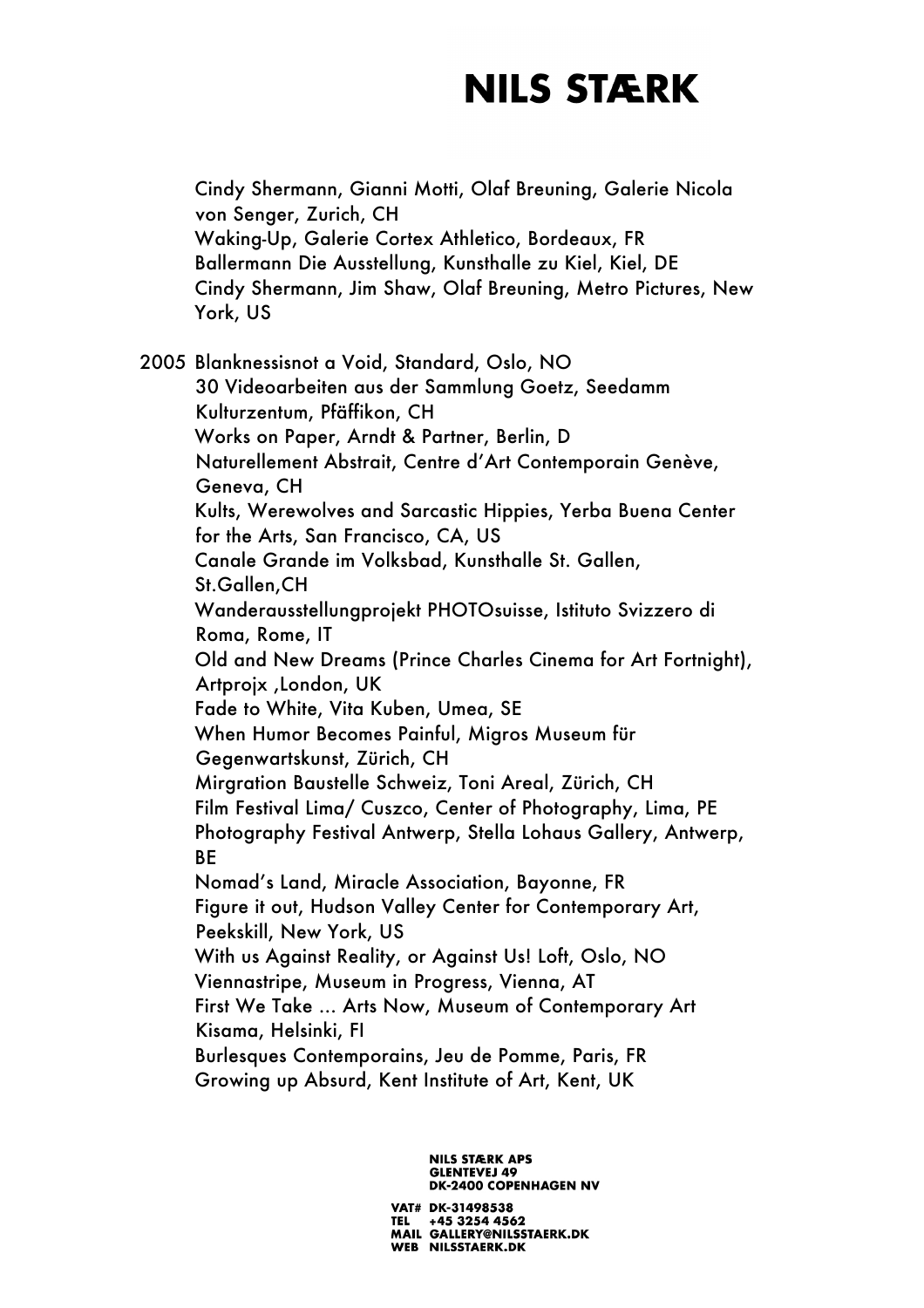Cindy Shermann, Gianni Motti, Olaf Breuning, Galerie Nicola von Senger, Zurich, CH
Waking-Up, Galerie Cortex Athletico, Bordeaux, FR
Ballermann Die Ausstellung, Kunsthalle zu Kiel, Kiel, DE
Cindy Shermann, Jim Shaw, Olaf Breuning, Metro Pictures, New York, US

2005 Blanknessisnot a Void, Standard, Oslo, NO
30 Videoarbeiten aus der Sammlung Goetz, Seedamm Kulturzentum, Pfäffikon, CH
Works on Paper, Arndt & Partner, Berlin, D
Naturellement Abstrait, Centre d'Art Contemporain Genève, Geneva, CH
Kults, Werewolves and Sarcastic Hippies, Yerba Buena Center for the Arts, San Francisco, CA, US
Canale Grande im Volksbad, Kunsthalle St. Gallen, St.Gallen,CH
Wanderausstellungprojekt PHOTOsuisse, Istituto Svizzero di Roma, Rome, IT
Old and New Dreams (Prince Charles Cinema for Art Fortnight), Artprojx ,London, UK
Fade to White, Vita Kuben, Umea, SE
When Humor Becomes Painful, Migros Museum für Gegenwartskunst, Zürich, CH
Mirgration Baustelle Schweiz, Toni Areal, Zürich, CH
Film Festival Lima/ Cuszco, Center of Photography, Lima, PE
Photography Festival Antwerp, Stella Lohaus Gallery, Antwerp, BE
Nomad's Land, Miracle Association, Bayonne, FR
Figure it out, Hudson Valley Center for Contemporary Art, Peekskill, New York, US
With us Against Reality, or Against Us! Loft, Oslo, NO
Viennastripe, Museum in Progress, Vienna, AT
First We Take ... Arts Now, Museum of Contemporary Art Kisama, Helsinki, FI
Burlesques Contemporains, Jeu de Pomme, Paris, FR
Growing up Absurd, Kent Institute of Art, Kent, UK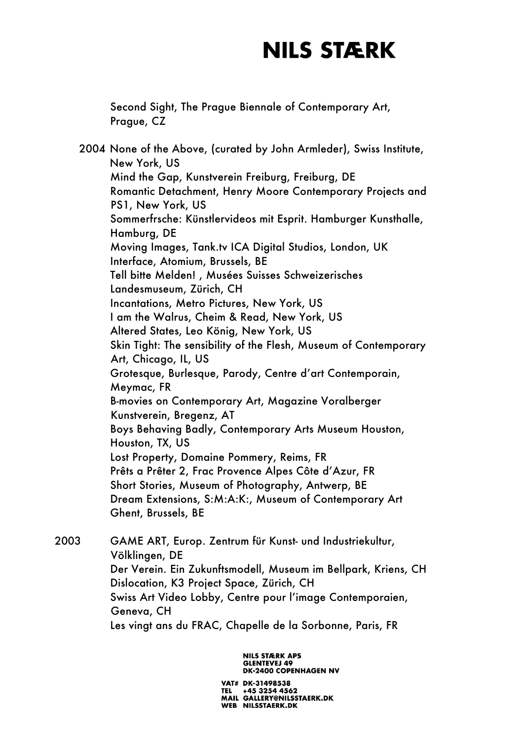Second Sight, The Prague Biennale of Contemporary Art, Prague, CZ

2004 None of the Above, (curated by John Armleder), Swiss Institute, New York, US
Mind the Gap, Kunstverein Freiburg, Freiburg, DE
Romantic Detachment, Henry Moore Contemporary Projects and PS1, New York, US
Sommerfrsche: Künstlervideos mit Esprit. Hamburger Kunsthalle, Hamburg, DE
Moving Images, Tank.tv ICA Digital Studios, London, UK
Interface, Atomium, Brussels, BE
Tell bitte Melden! , Musées Suisses Schweizerisches Landesmuseum, Zürich, CH
Incantations, Metro Pictures, New York, US
I am the Walrus, Cheim & Read, New York, US
Altered States, Leo König, New York, US
Skin Tight: The sensibility of the Flesh, Museum of Contemporary Art, Chicago, IL, US
Grotesque, Burlesque, Parody, Centre d'art Contemporain, Meymac, FR
B-movies on Contemporary Art, Magazine Voralberger Kunstverein, Bregenz, AT
Boys Behaving Badly, Contemporary Arts Museum Houston, Houston, TX, US
Lost Property, Domaine Pommery, Reims, FR
Prêts a Prêter 2, Frac Provence Alpes Côte d'Azur, FR
Short Stories, Museum of Photography, Antwerp, BE
Dream Extensions, S:M:A:K:, Museum of Contemporary Art Ghent, Brussels, BE

2003 GAME ART, Europ. Zentrum für Kunst- und Industriekultur, Völklingen, DE
Der Verein. Ein Zukunftsmodell, Museum im Bellpark, Kriens, CH
Dislocation, K3 Project Space, Zürich, CH
Swiss Art Video Lobby, Centre pour l'image Contemporaien, Geneva, CH
Les vingt ans du FRAC, Chapelle de la Sorbonne, Paris, FR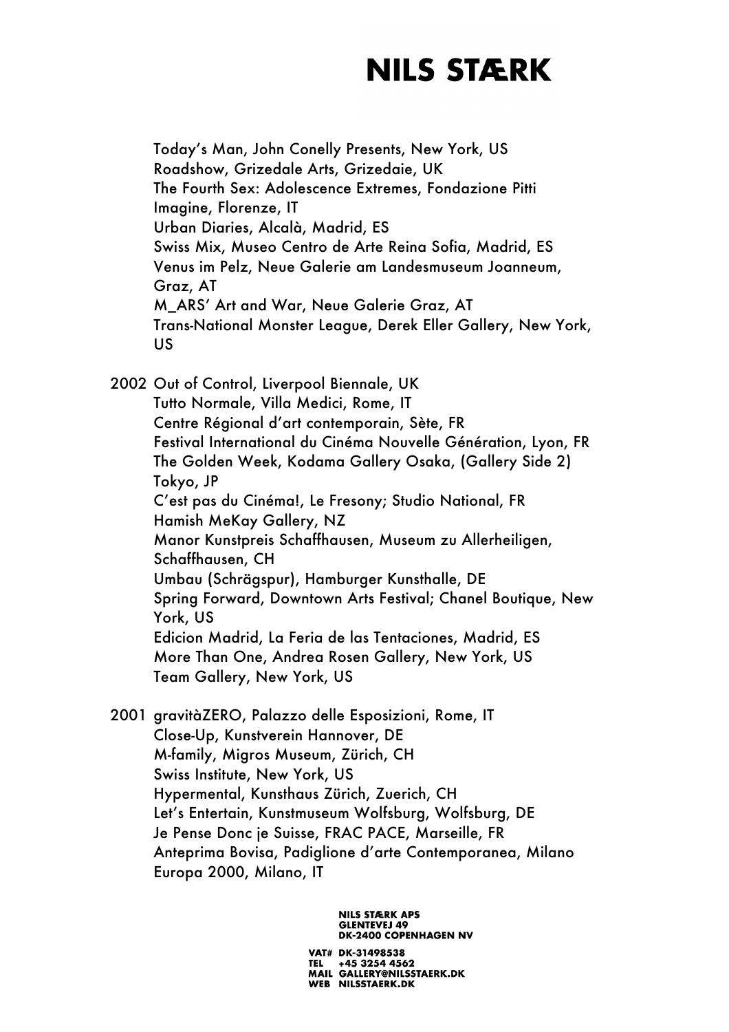Today's Man, John Conelly Presents, New York, US
Roadshow, Grizedale Arts, Grizedaie, UK
The Fourth Sex: Adolescence Extremes, Fondazione Pitti Imagine, Florenze, IT
Urban Diaries, Alcalà, Madrid, ES
Swiss Mix, Museo Centro de Arte Reina Sofia, Madrid, ES
Venus im Pelz, Neue Galerie am Landesmuseum Joanneum, Graz, AT
M_ARS' Art and War, Neue Galerie Graz, AT
Trans-National Monster League, Derek Eller Gallery, New York, US

2002 Out of Control, Liverpool Biennale, UK
Tutto Normale, Villa Medici, Rome, IT
Centre Régional d'art contemporain, Sète, FR
Festival International du Cinéma Nouvelle Génération, Lyon, FR
The Golden Week, Kodama Gallery Osaka, (Gallery Side 2) Tokyo, JP
C'est pas du Cinéma!, Le Fresony; Studio National, FR
Hamish MeKay Gallery, NZ
Manor Kunstpreis Schaffhausen, Museum zu Allerheiligen, Schaffhausen, CH
Umbau (Schrägspur), Hamburger Kunsthalle, DE
Spring Forward, Downtown Arts Festival; Chanel Boutique, New York, US
Edicion Madrid, La Feria de las Tentaciones, Madrid, ES
More Than One, Andrea Rosen Gallery, New York, US
Team Gallery, New York, US

2001 gravitàZERO, Palazzo delle Esposizioni, Rome, IT
Close-Up, Kunstverein Hannover, DE
M-family, Migros Museum, Zürich, CH
Swiss Institute, New York, US
Hypermental, Kunsthaus Zürich, Zuerich, CH
Let's Entertain, Kunstmuseum Wolfsburg, Wolfsburg, DE
Je Pense Donc je Suisse, FRAC PACE, Marseille, FR
Anteprima Bovisa, Padiglione d'arte Contemporanea, Milano
Europa 2000, Milano, IT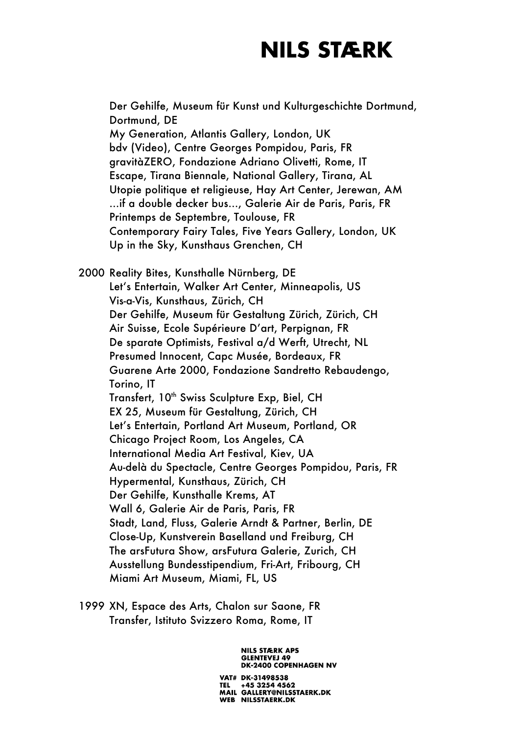Der Gehilfe, Museum für Kunst und Kulturgeschichte Dortmund, Dortmund, DE
My Generation, Atlantis Gallery, London, UK
bdv (Video), Centre Georges Pompidou, Paris, FR
gravitàZERO, Fondazione Adriano Olivetti, Rome, IT
Escape, Tirana Biennale, National Gallery, Tirana, AL
Utopie politique et religieuse, Hay Art Center, Jerewan, AM
...if a double decker bus..., Galerie Air de Paris, Paris, FR
Printemps de Septembre, Toulouse, FR
Contemporary Fairy Tales, Five Years Gallery, London, UK
Up in the Sky, Kunsthaus Grenchen, CH

2000 Reality Bites, Kunsthalle Nürnberg, DE
Let's Entertain, Walker Art Center, Minneapolis, US
Vis-a-Vis, Kunsthaus, Zürich, CH
Der Gehilfe, Museum für Gestaltung Zürich, Zürich, CH
Air Suisse, Ecole Supérieure D'art, Perpignan, FR
De sparate Optimists, Festival a/d Werft, Utrecht, NL
Presumed Innocent, Capc Musée, Bordeaux, FR
Guarene Arte 2000, Fondazione Sandretto Rebaudengo, Torino, IT
Transfert, 10th Swiss Sculpture Exp, Biel, CH
EX 25, Museum für Gestaltung, Zürich, CH
Let's Entertain, Portland Art Museum, Portland, OR
Chicago Project Room, Los Angeles, CA
International Media Art Festival, Kiev, UA
Au-delà du Spectacle, Centre Georges Pompidou, Paris, FR
Hypermental, Kunsthaus, Zürich, CH
Der Gehilfe, Kunsthalle Krems, AT
Wall 6, Galerie Air de Paris, Paris, FR
Stadt, Land, Fluss, Galerie Arndt & Partner, Berlin, DE
Close-Up, Kunstverein Baselland und Freiburg, CH
The arsFutura Show, arsFutura Galerie, Zurich, CH
Ausstellung Bundesstipendium, Fri-Art, Fribourg, CH
Miami Art Museum, Miami, FL, US

1999 XN, Espace des Arts, Chalon sur Saone, FR
Transfer, Istituto Svizzero Roma, Rome, IT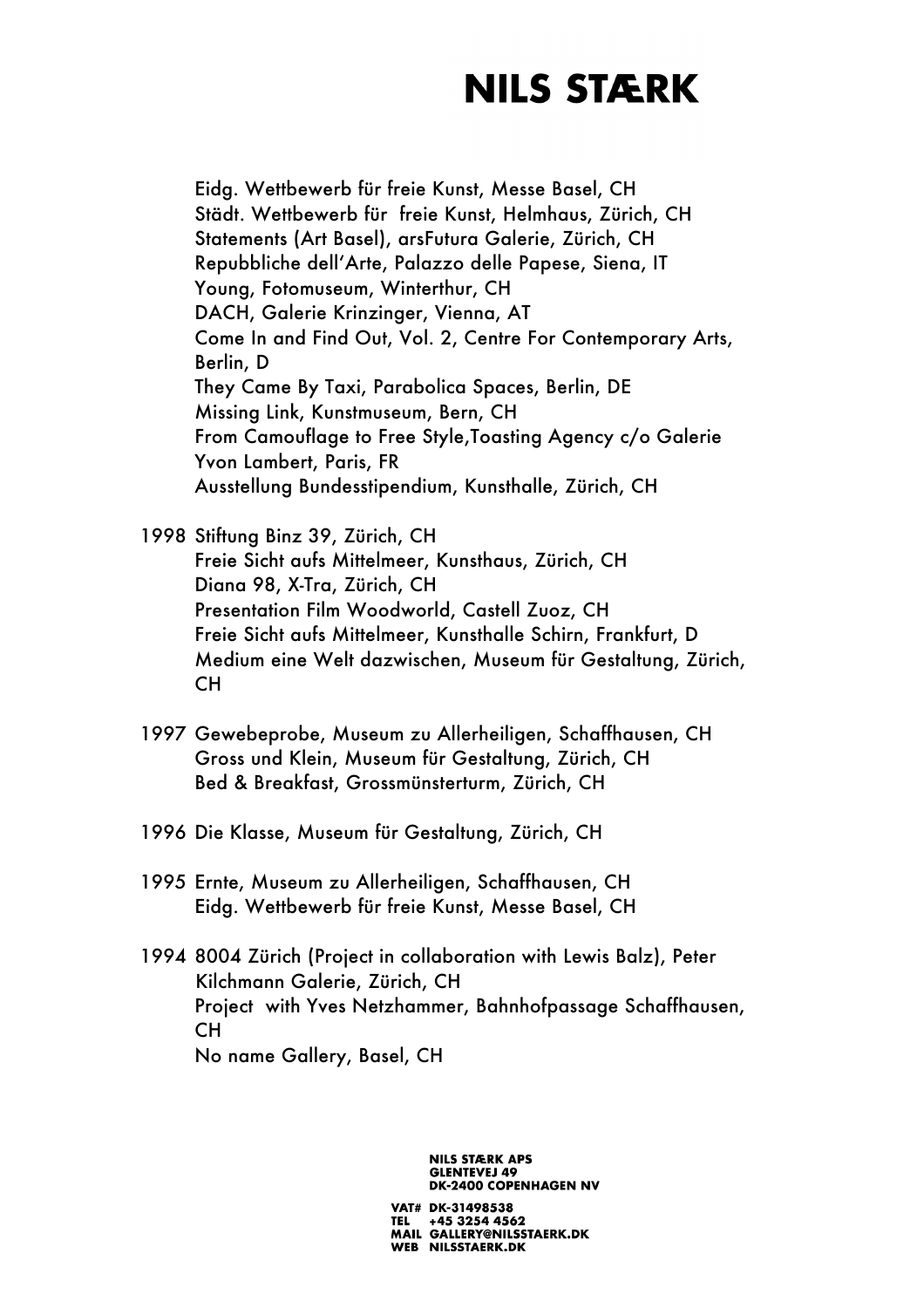Eidg. Wettbewerb für freie Kunst, Messe Basel, CH
Städt. Wettbewerb für freie Kunst, Helmhaus, Zürich, CH
Statements (Art Basel), arsFutura Galerie, Zürich, CH
Repubbliche dell'Arte, Palazzo delle Papese, Siena, IT
Young, Fotomuseum, Winterthur, CH
DACH, Galerie Krinzinger, Vienna, AT
Come In and Find Out, Vol. 2, Centre For Contemporary Arts, Berlin, D
They Came By Taxi, Parabolica Spaces, Berlin, DE
Missing Link, Kunstmuseum, Bern, CH
From Camouflage to Free Style,Toasting Agency c/o Galerie Yvon Lambert, Paris, FR
Ausstellung Bundesstipendium, Kunsthalle, Zürich, CH

1998 Stiftung Binz 39, Zürich, CH
Freie Sicht aufs Mittelmeer, Kunsthaus, Zürich, CH
Diana 98, X-Tra, Zürich, CH
Presentation Film Woodworld, Castell Zuoz, CH
Freie Sicht aufs Mittelmeer, Kunsthalle Schirn, Frankfurt, D
Medium eine Welt dazwischen, Museum für Gestaltung, Zürich, CH

1997 Gewebeprobe, Museum zu Allerheiligen, Schaffhausen, CH
Gross und Klein, Museum für Gestaltung, Zürich, CH
Bed & Breakfast, Grossmünsterturm, Zürich, CH

1996 Die Klasse, Museum für Gestaltung, Zürich, CH

1995 Ernte, Museum zu Allerheiligen, Schaffhausen, CH
Eidg. Wettbewerb für freie Kunst, Messe Basel, CH

1994 8004 Zürich (Project in collaboration with Lewis Balz), Peter Kilchmann Galerie, Zürich, CH
Project with Yves Netzhammer, Bahnhofpassage Schaffhausen, CH
No name Gallery, Basel, CH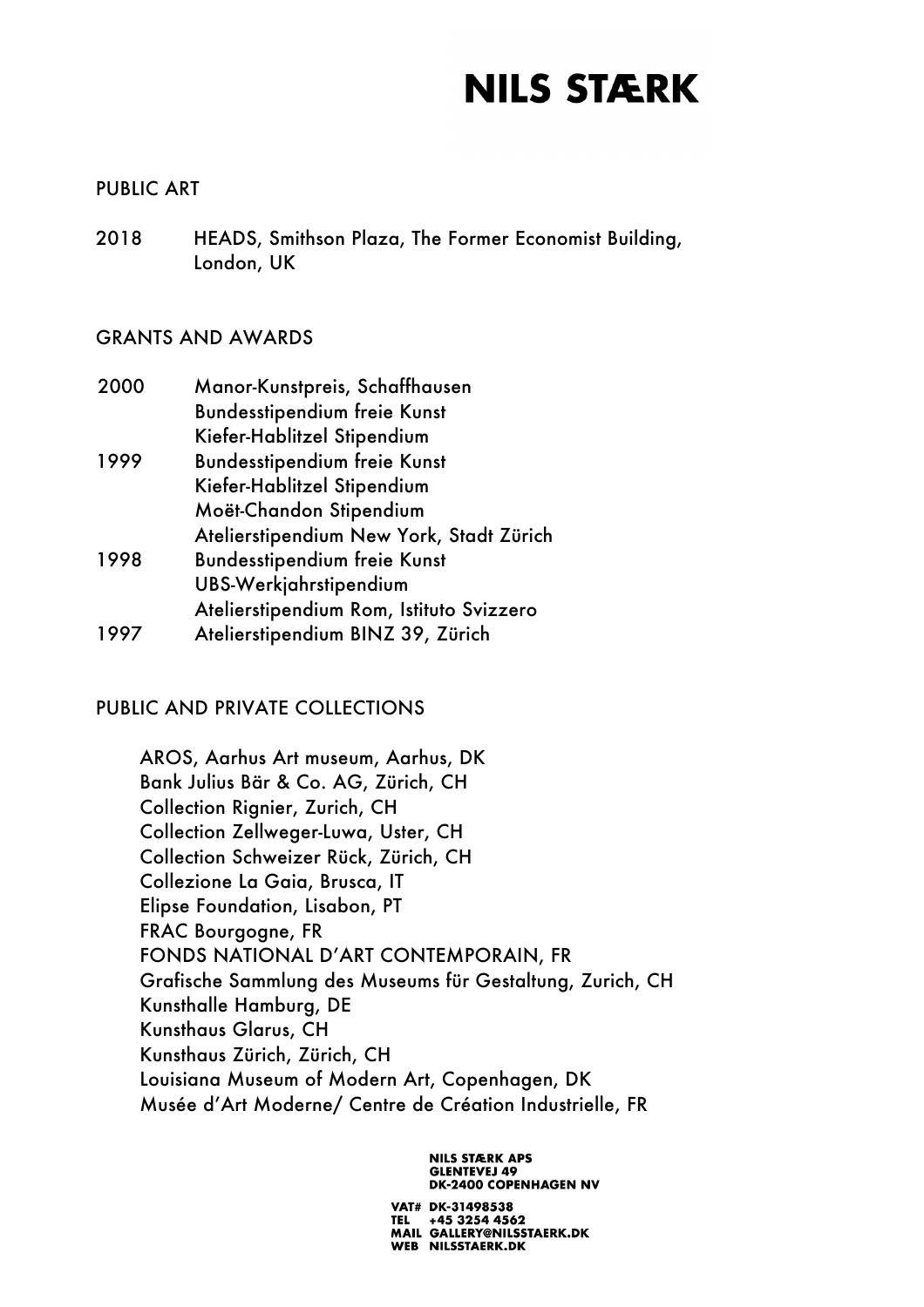## PUBLIC ART

2018 HEADS, Smithson Plaza, The Former Economist Building, London, UK

## GRANTS AND AWARDS

2000 Manor-Kunstpreis, Schaffhausen
Bundesstipendium freie Kunst
Kiefer-Hablitzel Stipendium

1999 Bundesstipendium freie Kunst
Kiefer-Hablitzel Stipendium
Moët-Chandon Stipendium
Atelierstipendium New York, Stadt Zürich

1998 Bundesstipendium freie Kunst
UBS-Werkjahrstipendium
Atelierstipendium Rom, Istituto Svizzero

1997 Atelierstipendium BINZ 39, Zürich

## PUBLIC AND PRIVATE COLLECTIONS

AROS, Aarhus Art museum, Aarhus, DK
Bank Julius Bär & Co. AG, Zürich, CH
Collection Rignier, Zurich, CH
Collection Zellweger-Luwa, Uster, CH
Collection Schweizer Rück, Zürich, CH
Collezione La Gaia, Brusca, IT
Elipse Foundation, Lisabon, PT
FRAC Bourgogne, FR
FONDS NATIONAL D'ART CONTEMPORAIN, FR
Grafische Sammlung des Museums für Gestaltung, Zurich, CH
Kunsthalle Hamburg, DE
Kunsthaus Glarus, CH
Kunsthaus Zürich, Zürich, CH
Louisiana Museum of Modern Art, Copenhagen, DK
Musée d'Art Moderne/ Centre de Création Industrielle, FR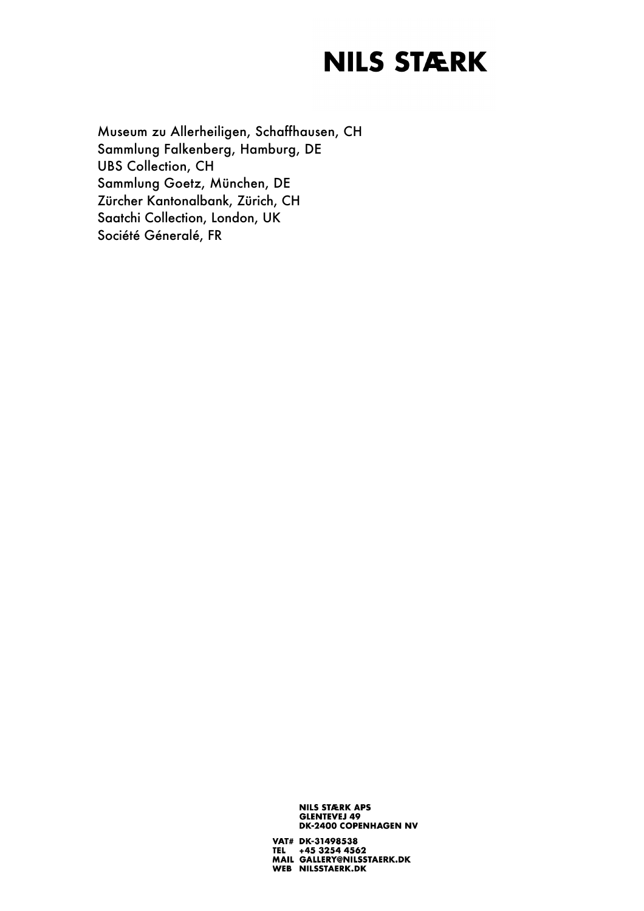Museum zu Allerheiligen, Schaffhausen, CH
Sammlung Falkenberg, Hamburg, DE
UBS Collection, CH
Sammlung Goetz, München, DE
Zürcher Kantonalbank, Zürich, CH
Saatchi Collection, London, UK
Société Génerålé, FR